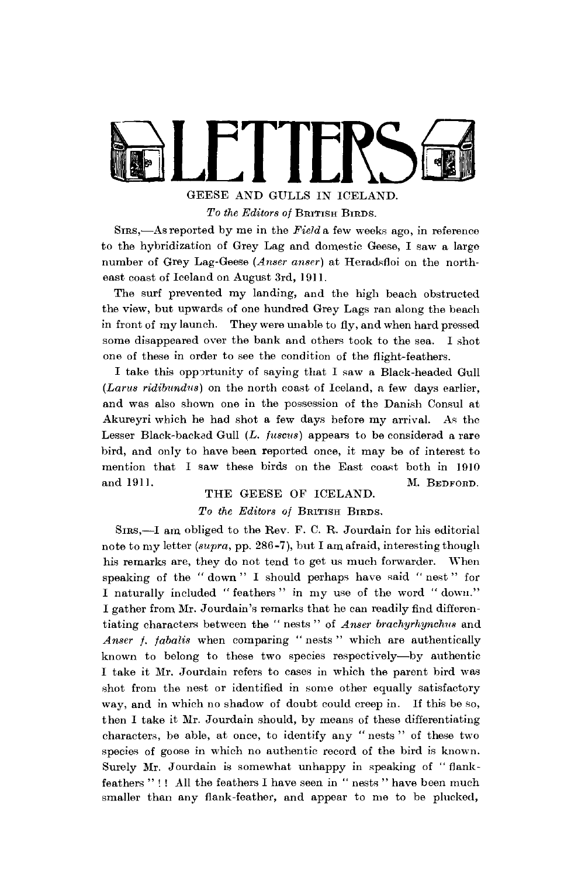# LETTERS

## GEESE AND GULLS IN ICELAND.

*To the Editors of* BRITISH BIRDS.

SIRS,—As reported by me in the *Field* a few weeks ago, in reference to the hybridization of Grey Lag and domestic Geese, I saw a large number of Grey Lag-Geese (*Anser anser*) at Heradsfloi on the north-east coast of Iceland on August 3rd, 1911.

The surf prevented my landing, and the high beach obstructed the view, but upwards of one hundred Grey Lags ran along the beach in front of my launch. They were unable to fly, and when hard pressed some disappeared over the bank and others took to the sea. I shot one of these in order to see the condition of the flight-feathers.

I take this opportunity of saying that I saw a Black-headed Gull (*Larus ridibundus*) on the north coast of Iceland, a few days earlier, and was also shown one in the possession of the Danish Consul at Akureyri which he had shot a few days before my arrival. As the Lesser Black-backed Gull (*L. fuscus*) appears to be considered a rare bird, and only to have been reported once, it may be of interest to mention that I saw these birds on the East coast both in 1910 and 1911.

M. BEDFORD.

## THE GEESE OF ICELAND.

*To the Editors of* BRITISH BIRDS.

SIRS,—I am obliged to the Rev. F. C. R. Jourdain for his editorial note to my letter (*supra*, pp. 286-7), but I am afraid, interesting though his remarks are, they do not tend to get us much forwarder. When speaking of the "down" I should perhaps have said "nest" for I naturally included "feathers" in my use of the word "down." I gather from Mr. Jourdain's remarks that he can readily find differentiating characters between the "nests" of *Anser brachyrhynchus* and *Anser f. fabalis* when comparing "nests" which are authentically known to belong to these two species respectively—by authentic I take it Mr. Jourdain refers to cases in which the parent bird was shot from the nest or identified in some other equally satisfactory way, and in which no shadow of doubt could creep in. If this be so, then I take it Mr. Jourdain should, by means of these differentiating characters, be able, at once, to identify any "nests" of these two species of goose in which no authentic record of the bird is known. Surely Mr. Jourdain is somewhat unhappy in speaking of "flank-feathers"!! All the feathers I have seen in "nests" have been much smaller than any flank-feather, and appear to me to be plucked,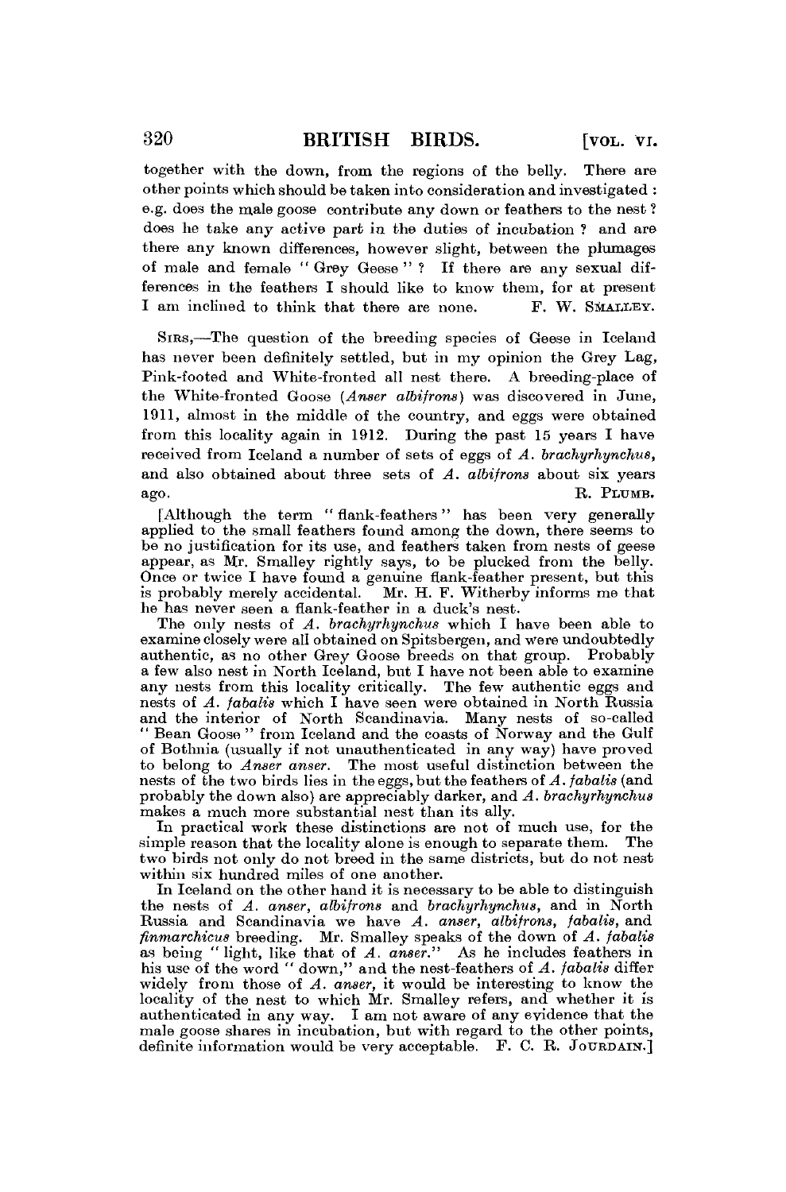together with the down, from the regions of the belly. There are other points which should be taken into consideration and investigated: e.g. does the male goose contribute any down or feathers to the nest? does he take any active part in the duties of incubation? and are there any known differences, however slight, between the plumages of male and female "Grey Geese"? If there are any sexual differences in the feathers I should like to know them, for at present I am inclined to think that there are none. F. W. SMALLEY.

SIRS,—The question of the breeding species of Geese in Iceland has never been definitely settled, but in my opinion the Grey Lag, Pink-footed and White-fronted all nest there. A breeding-place of the White-fronted Goose (*Anser albifrons*) was discovered in June, 1911, almost in the middle of the country, and eggs were obtained from this locality again in 1912. During the past 15 years I have received from Iceland a number of sets of eggs of *A. brachyrhynchus*, and also obtained about three sets of *A. albifrons* about six years ago. R. PLUMB.

[Although the term "flank-feathers" has been very generally applied to the small feathers found among the down, there seems to be no justification for its use, and feathers taken from nests of geese appear, as Mr. Smalley rightly says, to be plucked from the belly. Once or twice I have found a genuine flank-feather present, but this is probably merely accidental. Mr. H. F. Witherby informs me that he has never seen a flank-feather in a duck's nest.

The only nests of *A. brachyrhynchus* which I have been able to examine closely were all obtained on Spitsbergen, and were undoubtedly authentic, as no other Grey Goose breeds on that group. Probably a few also nest in North Iceland, but I have not been able to examine any nests from this locality critically. The few authentic eggs and nests of *A. fabalis* which I have seen were obtained in North Russia and the interior of North Scandinavia. Many nests of so-called "Bean Goose" from Iceland and the coasts of Norway and the Gulf of Bothnia (usually if not unauthenticated in any way) have proved to belong to *Anser anser*. The most useful distinction between the nests of the two birds lies in the eggs, but the feathers of *A. fabalis* (and probably the down also) are appreciably darker, and *A. brachyrhynchus* makes a much more substantial nest than its ally.

In practical work these distinctions are not of much use, for the simple reason that the locality alone is enough to separate them. The two birds not only do not breed in the same districts, but do not nest within six hundred miles of one another.

In Iceland on the other hand it is necessary to be able to distinguish the nests of *A. anser*, *albifrons* and *brachyrhynchus*, and in North Russia and Scandinavia we have *A. anser*, *albifrons*, *fabalis*, and *finmarchicus* breeding. Mr. Smalley speaks of the down of *A. fabalis* as being "light, like that of *A. anser*." As he includes feathers in his use of the word "down," and the nest-feathers of *A. fabalis* differ widely from those of *A. anser*, it would be interesting to know the locality of the nest to which Mr. Smalley refers, and whether it is authenticated in any way. I am not aware of any evidence that the male goose shares in incubation, but with regard to the other points, definite information would be very acceptable. F. C. R. JOURDAIN.]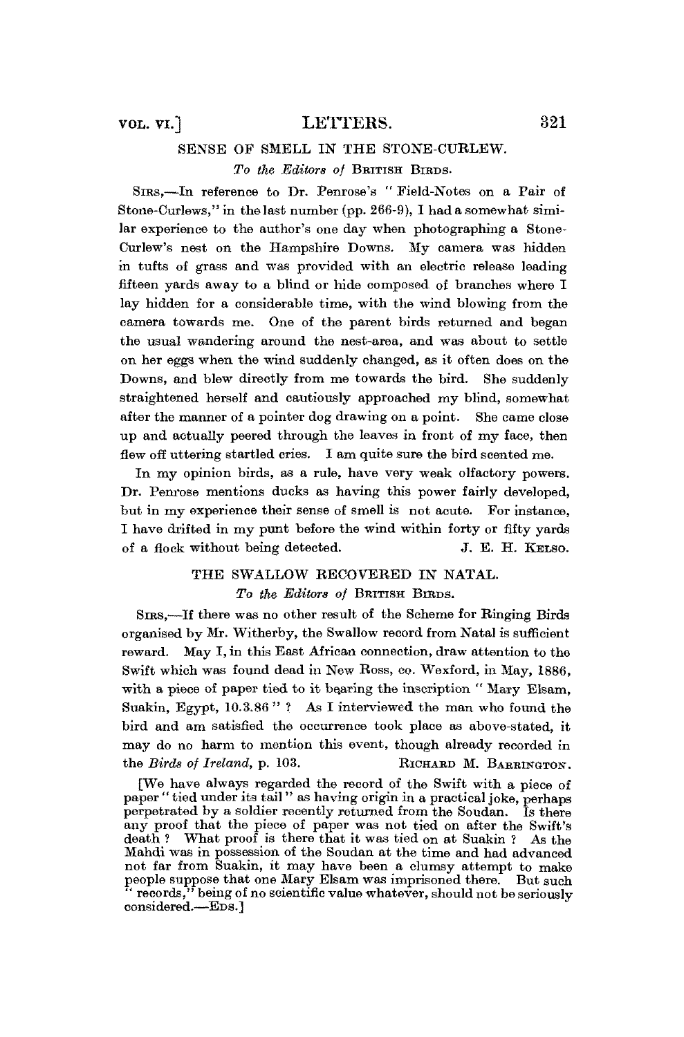## SENSE OF SMELL IN THE STONE-CURLEW.

*To the Editors of* BRITISH BIRDS.

SIRS,—In reference to Dr. Penrose's "Field-Notes on a Pair of Stone-Curlews," in the last number (pp. 266-9), I had a somewhat similar experience to the author's one day when photographing a Stone-Curlew's nest on the Hampshire Downs. My camera was hidden in tufts of grass and was provided with an electric release leading fifteen yards away to a blind or hide composed of branches where I lay hidden for a considerable time, with the wind blowing from the camera towards me. One of the parent birds returned and began the usual wandering around the nest-area, and was about to settle on her eggs when the wind suddenly changed, as it often does on the Downs, and blew directly from me towards the bird. She suddenly straightened herself and cautiously approached my blind, somewhat after the manner of a pointer dog drawing on a point. She came close up and actually peered through the leaves in front of my face, then flew off uttering startled cries. I am quite sure the bird scented me.

In my opinion birds, as a rule, have very weak olfactory powers. Dr. Penrose mentions ducks as having this power fairly developed, but in my experience their sense of smell is not acute. For instance, I have drifted in my punt before the wind within forty or fifty yards of a flock without being detected.

J. E. H. KELSO.

## THE SWALLOW RECOVERED IN NATAL.

*To the Editors of* BRITISH BIRDS.

SIRS,—If there was no other result of the Scheme for Ringing Birds organised by Mr. Witherby, the Swallow record from Natal is sufficient reward. May I, in this East African connection, draw attention to the Swift which was found dead in New Ross, co. Wexford, in May, 1886, with a piece of paper tied to it bearing the inscription "Mary Elsam, Suakin, Egypt, 10.3.86"? As I interviewed the man who found the bird and am satisfied the occurrence took place as above-stated, it may do no harm to mention this event, though already recorded in the *Birds of Ireland*, p. 103.

RICHARD M. BARRINGTON.

[We have always regarded the record of the Swift with a piece of paper "tied under its tail" as having origin in a practical joke, perhaps perpetrated by a soldier recently returned from the Soudan. Is there any proof that the piece of paper was not tied on after the Swift's death? What proof is there that it was tied on at Suakin? As the Mahdi was in possession of the Soudan at the time and had advanced not far from Suakin, it may have been a clumsy attempt to make people suppose that one Mary Elsam was imprisoned there. But such "records," being of no scientific value whatever, should not be seriously considered.—EDS.]